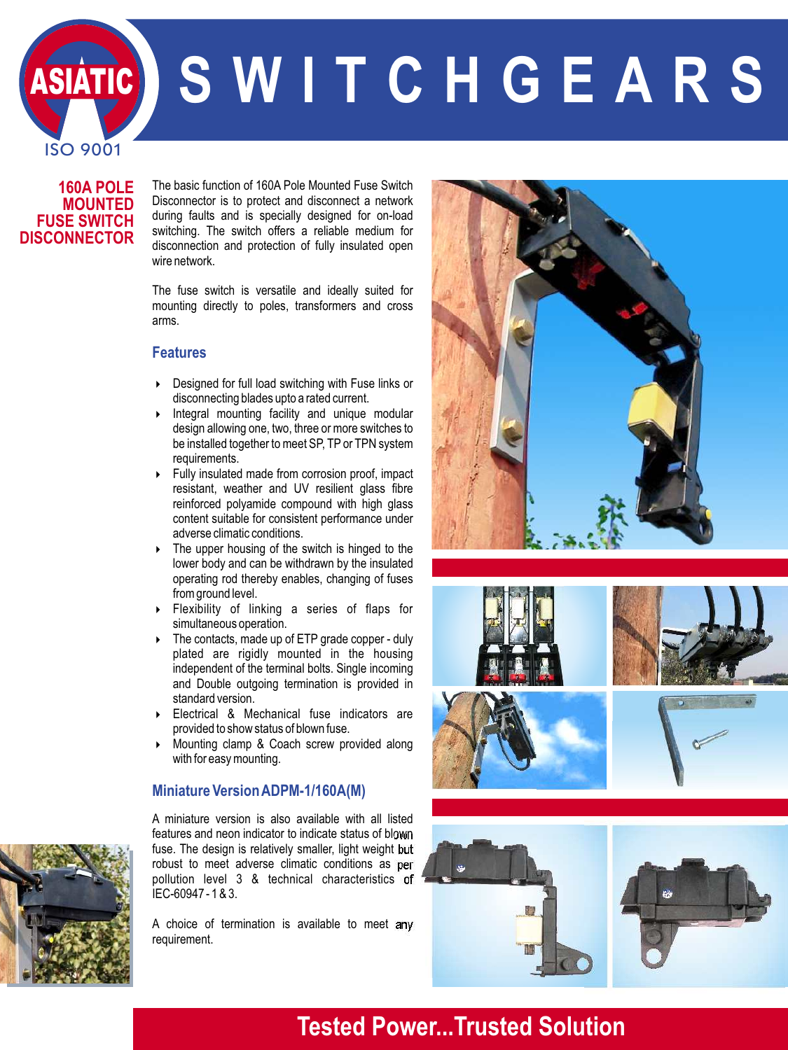# SWITCHGEARS

ASIATIC
ISO 9001

## 160A POLE MOUNTED FUSE SWITCH DISCONNECTOR

The basic function of 160A Pole Mounted Fuse Switch Disconnector is to protect and disconnect a network during faults and is specially designed for on-load switching. The switch offers a reliable medium for disconnection and protection of fully insulated open wire network.

The fuse switch is versatile and ideally suited for mounting directly to poles, transformers and cross arms.

### Features

- Designed for full load switching with Fuse links or disconnecting blades upto a rated current.
- Integral mounting facility and unique modular design allowing one, two, three or more switches to be installed together to meet SP, TP or TPN system requirements.
- Fully insulated made from corrosion proof, impact resistant, weather and UV resilient glass fibre reinforced polyamide compound with high glass content suitable for consistent performance under adverse climatic conditions.
- The upper housing of the switch is hinged to the lower body and can be withdrawn by the insulated operating rod thereby enables, changing of fuses from ground level.
- Flexibility of linking a series of flaps for simultaneous operation.
- The contacts, made up of ETP grade copper - duly plated are rigidly mounted in the housing independent of the terminal bolts. Single incoming and Double outgoing termination is provided in standard version.
- Electrical & Mechanical fuse indicators are provided to show status of blown fuse.
- Mounting clamp & Coach screw provided along with for easy mounting.

### Miniature Version ADPM-1/160A(M)

A miniature version is also available with all listed features and neon indicator to indicate status of blown fuse. The design is relatively smaller, light weight but robust to meet adverse climatic conditions as per pollution level 3 & technical characteristics of IEC-60947 - 1 & 3.

A choice of termination is available to meet any requirement.

**Tested Power...Trusted Solution**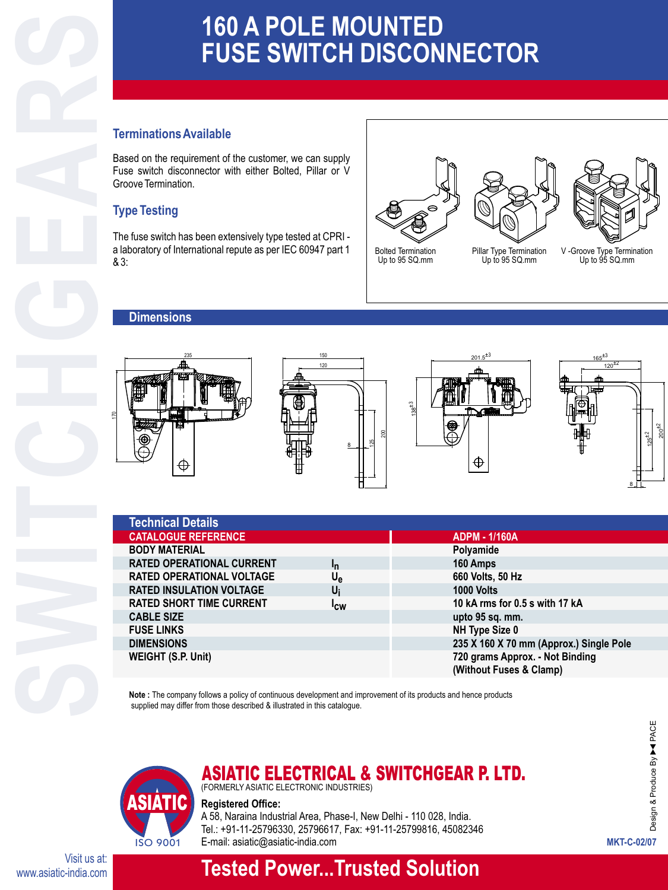# 160 A POLE MOUNTED FUSE SWITCH DISCONNECTOR

## Terminations Available

Based on the requirement of the customer, we can supply Fuse switch disconnector with either Bolted, Pillar or V Groove Termination.

## Type Testing

The fuse switch has been extensively type tested at CPRI - a laboratory of International repute as per IEC 60947 part 1 & 3:

Bolted Termination Up to 95 SQ.mm

Pillar Type Termination Up to 95 SQ.mm

V -Groove Type Termination Up to 95 SQ.mm

## Dimensions

235

170

150

120

8

125

200

201.5±3

138±3

165±3

120±2

125±2

200±2

8

## Technical Details

| CATALOGUE REFERENCE | | ADPM - 1/160A |
|---|---|---|
| BODY MATERIAL | | Polyamide |
| RATED OPERATIONAL CURRENT | $I_n$ | 160 Amps |
| RATED OPERATIONAL VOLTAGE | $U_e$ | 660 Volts, 50 Hz |
| RATED INSULATION VOLTAGE | $U_i$ | 1000 Volts |
| RATED SHORT TIME CURRENT | $I_{cw}$ | 10 kA rms for 0.5 s with 17 kA |
| CABLE SIZE | | upto 95 sq. mm. |
| FUSE LINKS | | NH Type Size 0 |
| DIMENSIONS | | 235 X 160 X 70 mm (Approx.) Single Pole |
| WEIGHT (S.P. Unit) | | 720 grams Approx. - Not Binding (Without Fuses & Clamp) |

**Note :** The company follows a policy of continuous development and improvement of its products and hence products supplied may differ from those described & illustrated in this catalogue.

ASIATIC ISO 9001

## ASIATIC ELECTRICAL & SWITCHGEAR P. LTD.

(FORMERLY ASIATIC ELECTRONIC INDUSTRIES)

**Registered Office:**
A 58, Naraina Industrial Area, Phase-I, New Delhi - 110 028, India.
Tel.: +91-11-25796330, 25796617, Fax: +91-11-25799816, 45082346
E-mail: asiatic@asiatic-india.com

Design & Produce By PACE

MKT-C-02/07

Visit us at: www.asiatic-india.com

**Tested Power...Trusted Solution**